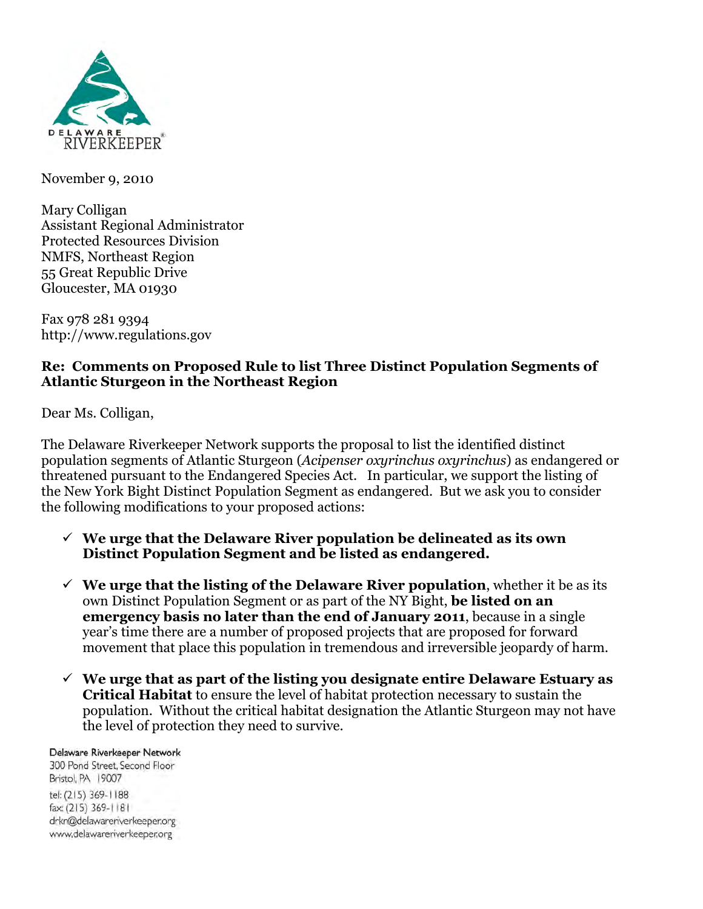DELAWARE RIVERKEEPER®

November 9, 2010

Mary Colligan
Assistant Regional Administrator
Protected Resources Division
NMFS, Northeast Region
55 Great Republic Drive
Gloucester, MA 01930

Fax 978 281 9394
http://www.regulations.gov

**Re: Comments on Proposed Rule to list Three Distinct Population Segments of Atlantic Sturgeon in the Northeast Region**

Dear Ms. Colligan,

The Delaware Riverkeeper Network supports the proposal to list the identified distinct population segments of Atlantic Sturgeon (*Acipenser oxyrinchus oxyrinchus*) as endangered or threatened pursuant to the Endangered Species Act. In particular, we support the listing of the New York Bight Distinct Population Segment as endangered. But we ask you to consider the following modifications to your proposed actions:

- ✓ **We urge that the Delaware River population be delineated as its own Distinct Population Segment and be listed as endangered.**
- ✓ **We urge that the listing of the Delaware River population**, whether it be as its own Distinct Population Segment or as part of the NY Bight, **be listed on an emergency basis no later than the end of January 2011**, because in a single year's time there are a number of proposed projects that are proposed for forward movement that place this population in tremendous and irreversible jeopardy of harm.
- ✓ **We urge that as part of the listing you designate entire Delaware Estuary as Critical Habitat** to ensure the level of habitat protection necessary to sustain the population. Without the critical habitat designation the Atlantic Sturgeon may not have the level of protection they need to survive.

Delaware Riverkeeper Network
300 Pond Street, Second Floor
Bristol, PA 19007
tel: (215) 369-1188
fax: (215) 369-1181
drkn@delawareriverkeeper.org
www.delawareriverkeeper.org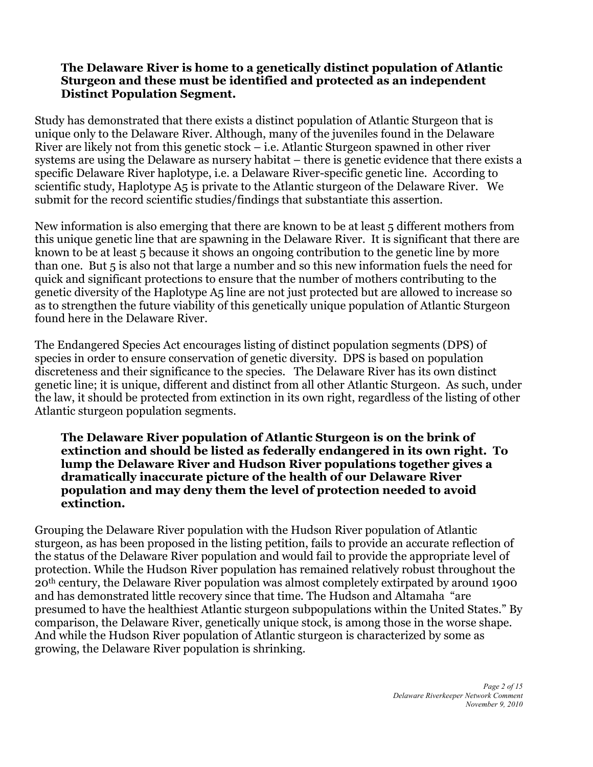**The Delaware River is home to a genetically distinct population of Atlantic Sturgeon and these must be identified and protected as an independent Distinct Population Segment.**

Study has demonstrated that there exists a distinct population of Atlantic Sturgeon that is unique only to the Delaware River. Although, many of the juveniles found in the Delaware River are likely not from this genetic stock – i.e. Atlantic Sturgeon spawned in other river systems are using the Delaware as nursery habitat – there is genetic evidence that there exists a specific Delaware River haplotype, i.e. a Delaware River-specific genetic line. According to scientific study, Haplotype A5 is private to the Atlantic sturgeon of the Delaware River. We submit for the record scientific studies/findings that substantiate this assertion.

New information is also emerging that there are known to be at least 5 different mothers from this unique genetic line that are spawning in the Delaware River. It is significant that there are known to be at least 5 because it shows an ongoing contribution to the genetic line by more than one. But 5 is also not that large a number and so this new information fuels the need for quick and significant protections to ensure that the number of mothers contributing to the genetic diversity of the Haplotype A5 line are not just protected but are allowed to increase so as to strengthen the future viability of this genetically unique population of Atlantic Sturgeon found here in the Delaware River.

The Endangered Species Act encourages listing of distinct population segments (DPS) of species in order to ensure conservation of genetic diversity. DPS is based on population discreteness and their significance to the species. The Delaware River has its own distinct genetic line; it is unique, different and distinct from all other Atlantic Sturgeon. As such, under the law, it should be protected from extinction in its own right, regardless of the listing of other Atlantic sturgeon population segments.

**The Delaware River population of Atlantic Sturgeon is on the brink of extinction and should be listed as federally endangered in its own right. To lump the Delaware River and Hudson River populations together gives a dramatically inaccurate picture of the health of our Delaware River population and may deny them the level of protection needed to avoid extinction.**

Grouping the Delaware River population with the Hudson River population of Atlantic sturgeon, as has been proposed in the listing petition, fails to provide an accurate reflection of the status of the Delaware River population and would fail to provide the appropriate level of protection. While the Hudson River population has remained relatively robust throughout the 20th century, the Delaware River population was almost completely extirpated by around 1900 and has demonstrated little recovery since that time. The Hudson and Altamaha "are presumed to have the healthiest Atlantic sturgeon subpopulations within the United States." By comparison, the Delaware River, genetically unique stock, is among those in the worse shape. And while the Hudson River population of Atlantic sturgeon is characterized by some as growing, the Delaware River population is shrinking.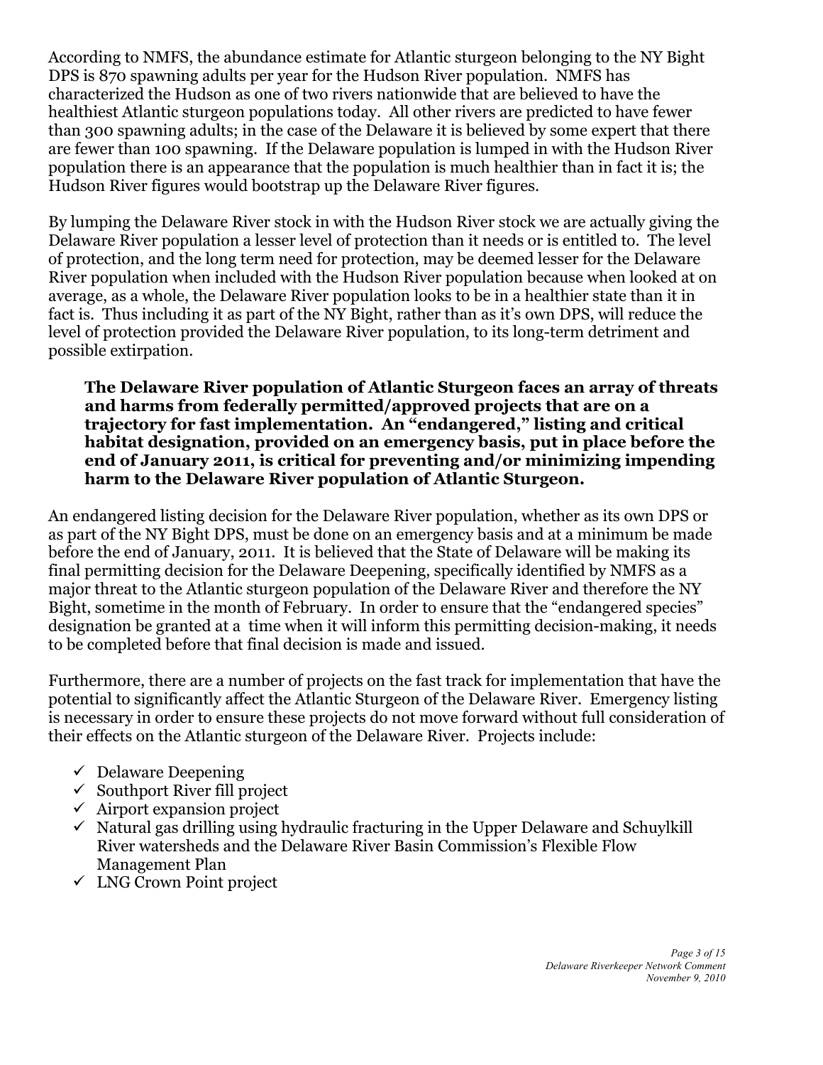According to NMFS, the abundance estimate for Atlantic sturgeon belonging to the NY Bight DPS is 870 spawning adults per year for the Hudson River population. NMFS has characterized the Hudson as one of two rivers nationwide that are believed to have the healthiest Atlantic sturgeon populations today. All other rivers are predicted to have fewer than 300 spawning adults; in the case of the Delaware it is believed by some expert that there are fewer than 100 spawning. If the Delaware population is lumped in with the Hudson River population there is an appearance that the population is much healthier than in fact it is; the Hudson River figures would bootstrap up the Delaware River figures.

By lumping the Delaware River stock in with the Hudson River stock we are actually giving the Delaware River population a lesser level of protection than it needs or is entitled to. The level of protection, and the long term need for protection, may be deemed lesser for the Delaware River population when included with the Hudson River population because when looked at on average, as a whole, the Delaware River population looks to be in a healthier state than it in fact is. Thus including it as part of the NY Bight, rather than as it's own DPS, will reduce the level of protection provided the Delaware River population, to its long-term detriment and possible extirpation.

> **The Delaware River population of Atlantic Sturgeon faces an array of threats and harms from federally permitted/approved projects that are on a trajectory for fast implementation. An "endangered," listing and critical habitat designation, provided on an emergency basis, put in place before the end of January 2011, is critical for preventing and/or minimizing impending harm to the Delaware River population of Atlantic Sturgeon.**

An endangered listing decision for the Delaware River population, whether as its own DPS or as part of the NY Bight DPS, must be done on an emergency basis and at a minimum be made before the end of January, 2011. It is believed that the State of Delaware will be making its final permitting decision for the Delaware Deepening, specifically identified by NMFS as a major threat to the Atlantic sturgeon population of the Delaware River and therefore the NY Bight, sometime in the month of February. In order to ensure that the "endangered species" designation be granted at a time when it will inform this permitting decision-making, it needs to be completed before that final decision is made and issued.

Furthermore, there are a number of projects on the fast track for implementation that have the potential to significantly affect the Atlantic Sturgeon of the Delaware River. Emergency listing is necessary in order to ensure these projects do not move forward without full consideration of their effects on the Atlantic sturgeon of the Delaware River. Projects include:

- ✓ Delaware Deepening
- ✓ Southport River fill project
- ✓ Airport expansion project
- ✓ Natural gas drilling using hydraulic fracturing in the Upper Delaware and Schuylkill River watersheds and the Delaware River Basin Commission's Flexible Flow Management Plan
- ✓ LNG Crown Point project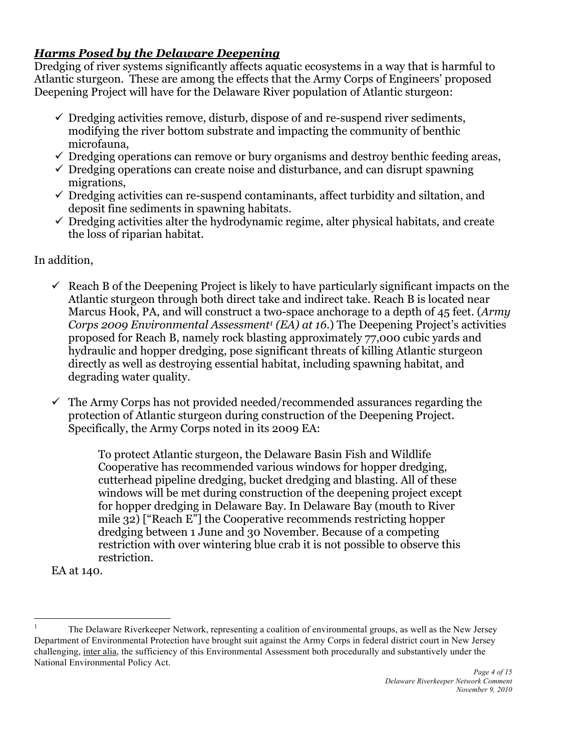***Harms Posed by the Delaware Deepening***

Dredging of river systems significantly affects aquatic ecosystems in a way that is harmful to Atlantic sturgeon. These are among the effects that the Army Corps of Engineers' proposed Deepening Project will have for the Delaware River population of Atlantic sturgeon:

- ✓ Dredging activities remove, disturb, dispose of and re-suspend river sediments, modifying the river bottom substrate and impacting the community of benthic microfauna,
- ✓ Dredging operations can remove or bury organisms and destroy benthic feeding areas,
- ✓ Dredging operations can create noise and disturbance, and can disrupt spawning migrations,
- ✓ Dredging activities can re-suspend contaminants, affect turbidity and siltation, and deposit fine sediments in spawning habitats.
- ✓ Dredging activities alter the hydrodynamic regime, alter physical habitats, and create the loss of riparian habitat.

In addition,

- ✓ Reach B of the Deepening Project is likely to have particularly significant impacts on the Atlantic sturgeon through both direct take and indirect take. Reach B is located near Marcus Hook, PA, and will construct a two-space anchorage to a depth of 45 feet. (*Army Corps 2009 Environmental Assessment[1] (EA) at 16*.) The Deepening Project's activities proposed for Reach B, namely rock blasting approximately 77,000 cubic yards and hydraulic and hopper dredging, pose significant threats of killing Atlantic sturgeon directly as well as destroying essential habitat, including spawning habitat, and degrading water quality.

- ✓ The Army Corps has not provided needed/recommended assurances regarding the protection of Atlantic sturgeon during construction of the Deepening Project. Specifically, the Army Corps noted in its 2009 EA:

> To protect Atlantic sturgeon, the Delaware Basin Fish and Wildlife Cooperative has recommended various windows for hopper dredging, cutterhead pipeline dredging, bucket dredging and blasting. All of these windows will be met during construction of the deepening project except for hopper dredging in Delaware Bay. In Delaware Bay (mouth to River mile 32) ["Reach E"] the Cooperative recommends restricting hopper dredging between 1 June and 30 November. Because of a competing restriction with over wintering blue crab it is not possible to observe this restriction.

EA at 140.

---

[1] The Delaware Riverkeeper Network, representing a coalition of environmental groups, as well as the New Jersey Department of Environmental Protection have brought suit against the Army Corps in federal district court in New Jersey challenging, inter alia, the sufficiency of this Environmental Assessment both procedurally and substantively under the National Environmental Policy Act.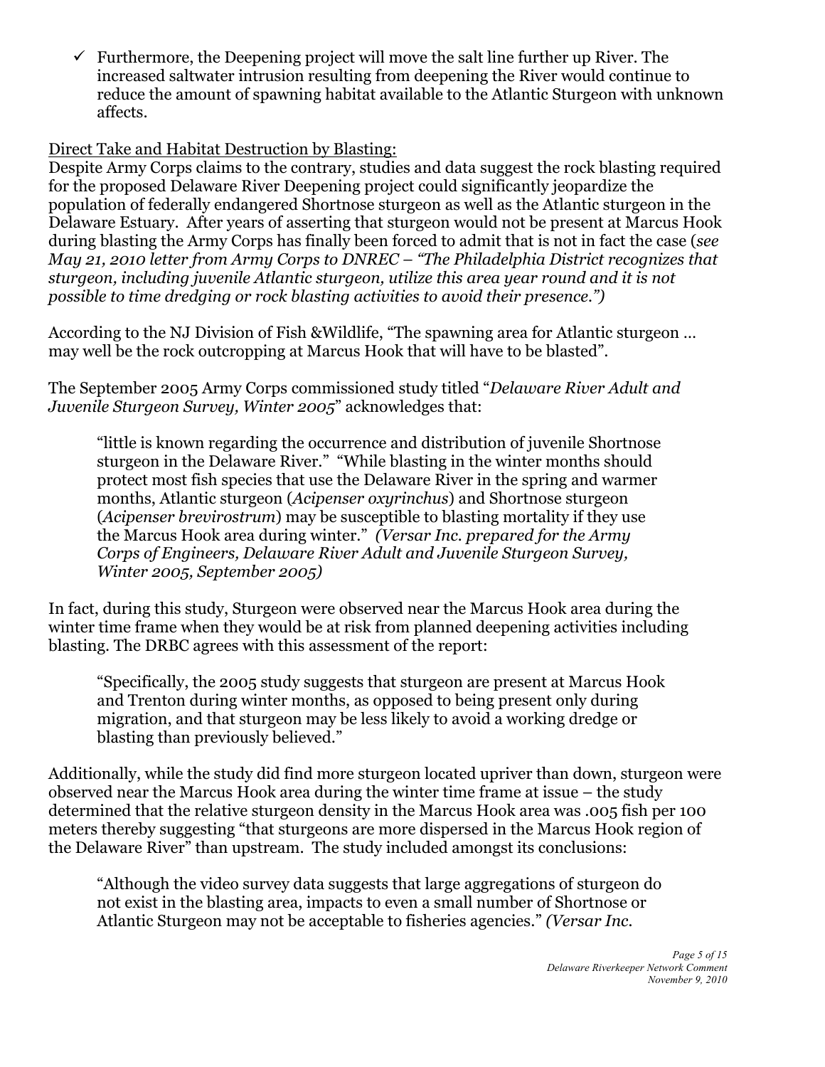- ✓ Furthermore, the Deepening project will move the salt line further up River. The increased saltwater intrusion resulting from deepening the River would continue to reduce the amount of spawning habitat available to the Atlantic Sturgeon with unknown affects.

<u>Direct Take and Habitat Destruction by Blasting:</u>

Despite Army Corps claims to the contrary, studies and data suggest the rock blasting required for the proposed Delaware River Deepening project could significantly jeopardize the population of federally endangered Shortnose sturgeon as well as the Atlantic sturgeon in the Delaware Estuary. After years of asserting that sturgeon would not be present at Marcus Hook during blasting the Army Corps has finally been forced to admit that is not in fact the case (*see May 21, 2010 letter from Army Corps to DNREC – "The Philadelphia District recognizes that sturgeon, including juvenile Atlantic sturgeon, utilize this area year round and it is not possible to time dredging or rock blasting activities to avoid their presence.")*

According to the NJ Division of Fish &Wildlife, "The spawning area for Atlantic sturgeon … may well be the rock outcropping at Marcus Hook that will have to be blasted".

The September 2005 Army Corps commissioned study titled "*Delaware River Adult and Juvenile Sturgeon Survey, Winter 2005*" acknowledges that:

> "little is known regarding the occurrence and distribution of juvenile Shortnose sturgeon in the Delaware River." "While blasting in the winter months should protect most fish species that use the Delaware River in the spring and warmer months, Atlantic sturgeon (*Acipenser oxyrinchus*) and Shortnose sturgeon (*Acipenser brevirostrum*) may be susceptible to blasting mortality if they use the Marcus Hook area during winter." *(Versar Inc. prepared for the Army Corps of Engineers, Delaware River Adult and Juvenile Sturgeon Survey, Winter 2005, September 2005)*

In fact, during this study, Sturgeon were observed near the Marcus Hook area during the winter time frame when they would be at risk from planned deepening activities including blasting. The DRBC agrees with this assessment of the report:

> "Specifically, the 2005 study suggests that sturgeon are present at Marcus Hook and Trenton during winter months, as opposed to being present only during migration, and that sturgeon may be less likely to avoid a working dredge or blasting than previously believed."

Additionally, while the study did find more sturgeon located upriver than down, sturgeon were observed near the Marcus Hook area during the winter time frame at issue – the study determined that the relative sturgeon density in the Marcus Hook area was .005 fish per 100 meters thereby suggesting "that sturgeons are more dispersed in the Marcus Hook region of the Delaware River" than upstream. The study included amongst its conclusions:

> "Although the video survey data suggests that large aggregations of sturgeon do not exist in the blasting area, impacts to even a small number of Shortnose or Atlantic Sturgeon may not be acceptable to fisheries agencies." *(Versar Inc.*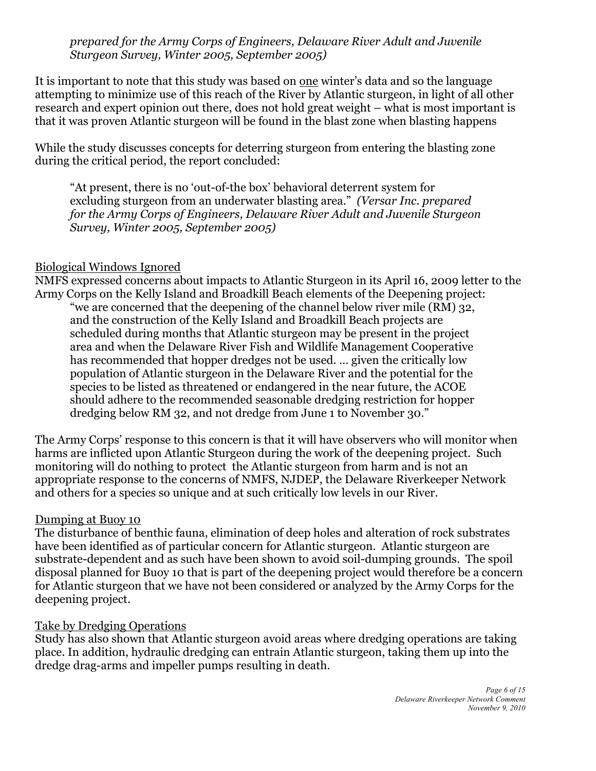*prepared for the Army Corps of Engineers, Delaware River Adult and Juvenile Sturgeon Survey, Winter 2005, September 2005)*

It is important to note that this study was based on <u>one</u> winter's data and so the language attempting to minimize use of this reach of the River by Atlantic sturgeon, in light of all other research and expert opinion out there, does not hold great weight – what is most important is that it was proven Atlantic sturgeon will be found in the blast zone when blasting happens

While the study discusses concepts for deterring sturgeon from entering the blasting zone during the critical period, the report concluded:

> "At present, there is no 'out-of-the box' behavioral deterrent system for excluding sturgeon from an underwater blasting area." *(Versar Inc. prepared for the Army Corps of Engineers, Delaware River Adult and Juvenile Sturgeon Survey, Winter 2005, September 2005)*

<u>Biological Windows Ignored</u>

NMFS expressed concerns about impacts to Atlantic Sturgeon in its April 16, 2009 letter to the Army Corps on the Kelly Island and Broadkill Beach elements of the Deepening project:

> "we are concerned that the deepening of the channel below river mile (RM) 32, and the construction of the Kelly Island and Broadkill Beach projects are scheduled during months that Atlantic sturgeon may be present in the project area and when the Delaware River Fish and Wildlife Management Cooperative has recommended that hopper dredges not be used. … given the critically low population of Atlantic sturgeon in the Delaware River and the potential for the species to be listed as threatened or endangered in the near future, the ACOE should adhere to the recommended seasonable dredging restriction for hopper dredging below RM 32, and not dredge from June 1 to November 30."

The Army Corps' response to this concern is that it will have observers who will monitor when harms are inflicted upon Atlantic Sturgeon during the work of the deepening project. Such monitoring will do nothing to protect the Atlantic sturgeon from harm and is not an appropriate response to the concerns of NMFS, NJDEP, the Delaware Riverkeeper Network and others for a species so unique and at such critically low levels in our River.

<u>Dumping at Buoy 10</u>

The disturbance of benthic fauna, elimination of deep holes and alteration of rock substrates have been identified as of particular concern for Atlantic sturgeon. Atlantic sturgeon are substrate-dependent and as such have been shown to avoid soil-dumping grounds. The spoil disposal planned for Buoy 10 that is part of the deepening project would therefore be a concern for Atlantic sturgeon that we have not been considered or analyzed by the Army Corps for the deepening project.

<u>Take by Dredging Operations</u>

Study has also shown that Atlantic sturgeon avoid areas where dredging operations are taking place. In addition, hydraulic dredging can entrain Atlantic sturgeon, taking them up into the dredge drag-arms and impeller pumps resulting in death.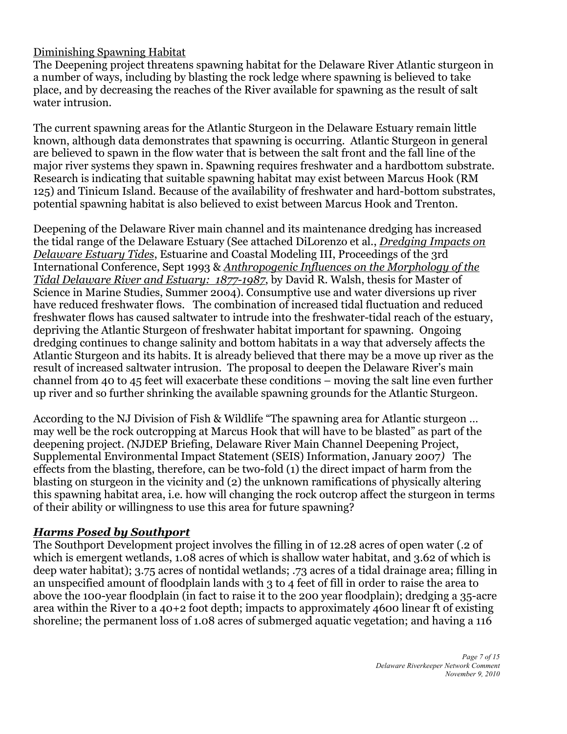Diminishing Spawning Habitat

The Deepening project threatens spawning habitat for the Delaware River Atlantic sturgeon in a number of ways, including by blasting the rock ledge where spawning is believed to take place, and by decreasing the reaches of the River available for spawning as the result of salt water intrusion.

The current spawning areas for the Atlantic Sturgeon in the Delaware Estuary remain little known, although data demonstrates that spawning is occurring. Atlantic Sturgeon in general are believed to spawn in the flow water that is between the salt front and the fall line of the major river systems they spawn in. Spawning requires freshwater and a hardbottom substrate. Research is indicating that suitable spawning habitat may exist between Marcus Hook (RM 125) and Tinicum Island. Because of the availability of freshwater and hard-bottom substrates, potential spawning habitat is also believed to exist between Marcus Hook and Trenton.

Deepening of the Delaware River main channel and its maintenance dredging has increased the tidal range of the Delaware Estuary (See attached DiLorenzo et al., *Dredging Impacts on Delaware Estuary Tides*, Estuarine and Coastal Modeling III, Proceedings of the 3rd International Conference, Sept 1993 & *Anthropogenic Influences on the Morphology of the Tidal Delaware River and Estuary: 1877-1987*, by David R. Walsh, thesis for Master of Science in Marine Studies, Summer 2004). Consumptive use and water diversions up river have reduced freshwater flows. The combination of increased tidal fluctuation and reduced freshwater flows has caused saltwater to intrude into the freshwater-tidal reach of the estuary, depriving the Atlantic Sturgeon of freshwater habitat important for spawning. Ongoing dredging continues to change salinity and bottom habitats in a way that adversely affects the Atlantic Sturgeon and its habits. It is already believed that there may be a move up river as the result of increased saltwater intrusion. The proposal to deepen the Delaware River's main channel from 40 to 45 feet will exacerbate these conditions – moving the salt line even further up river and so further shrinking the available spawning grounds for the Atlantic Sturgeon.

According to the NJ Division of Fish & Wildlife "The spawning area for Atlantic sturgeon … may well be the rock outcropping at Marcus Hook that will have to be blasted" as part of the deepening project. *(*NJDEP Briefing, Delaware River Main Channel Deepening Project, Supplemental Environmental Impact Statement (SEIS) Information, January 2007*)* The effects from the blasting, therefore, can be two-fold (1) the direct impact of harm from the blasting on sturgeon in the vicinity and (2) the unknown ramifications of physically altering this spawning habitat area, i.e. how will changing the rock outcrop affect the sturgeon in terms of their ability or willingness to use this area for future spawning?

### ***Harms Posed by Southport***

The Southport Development project involves the filling in of 12.28 acres of open water (.2 of which is emergent wetlands, 1.08 acres of which is shallow water habitat, and 3.62 of which is deep water habitat); 3.75 acres of nontidal wetlands; .73 acres of a tidal drainage area; filling in an unspecified amount of floodplain lands with 3 to 4 feet of fill in order to raise the area to above the 100-year floodplain (in fact to raise it to the 200 year floodplain); dredging a 35-acre area within the River to a 40+2 foot depth; impacts to approximately 4600 linear ft of existing shoreline; the permanent loss of 1.08 acres of submerged aquatic vegetation; and having a 116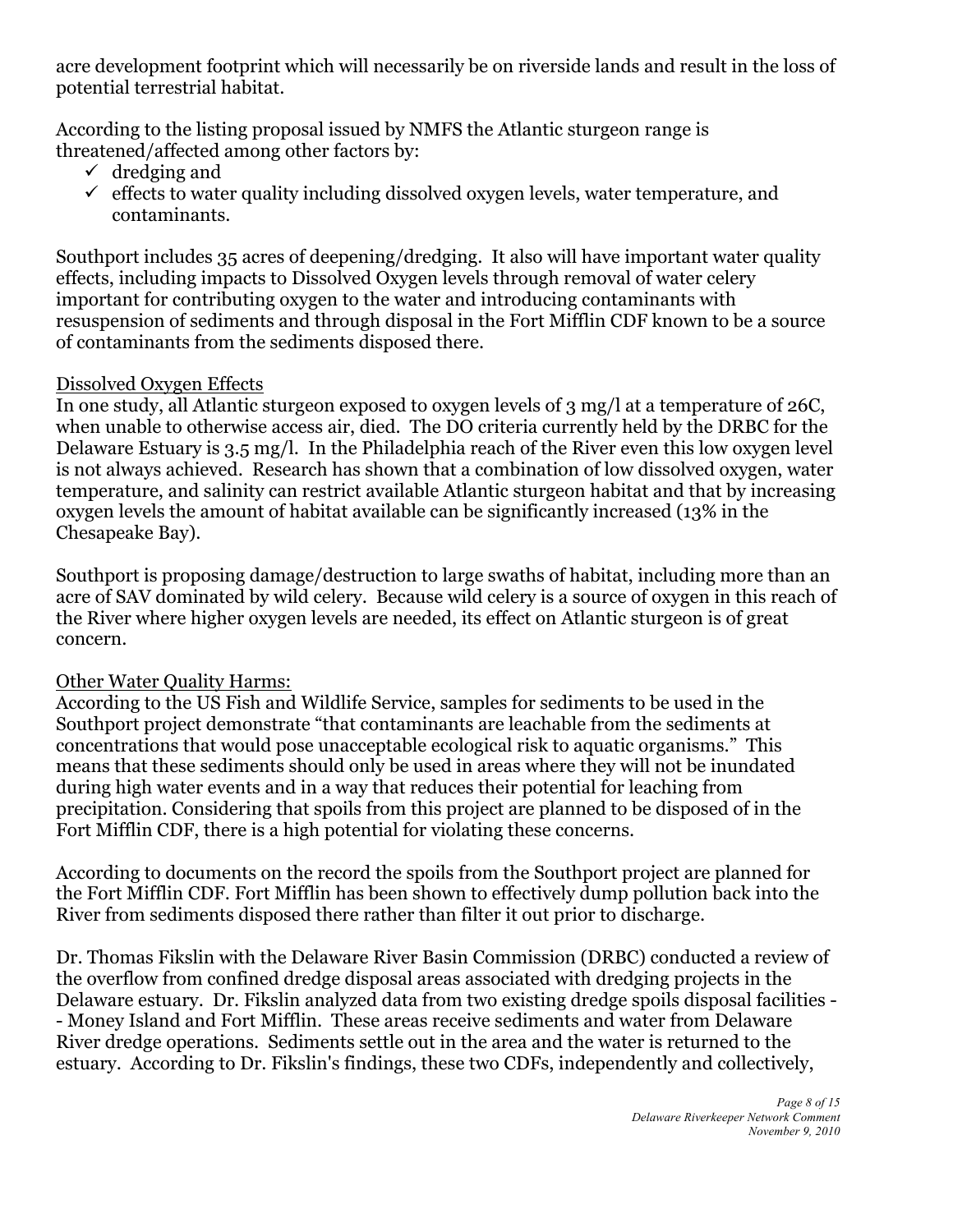acre development footprint which will necessarily be on riverside lands and result in the loss of potential terrestrial habitat.

According to the listing proposal issued by NMFS the Atlantic sturgeon range is threatened/affected among other factors by:

- ✓ dredging and
- ✓ effects to water quality including dissolved oxygen levels, water temperature, and contaminants.

Southport includes 35 acres of deepening/dredging. It also will have important water quality effects, including impacts to Dissolved Oxygen levels through removal of water celery important for contributing oxygen to the water and introducing contaminants with resuspension of sediments and through disposal in the Fort Mifflin CDF known to be a source of contaminants from the sediments disposed there.

<u>Dissolved Oxygen Effects</u>

In one study, all Atlantic sturgeon exposed to oxygen levels of 3 mg/l at a temperature of 26C, when unable to otherwise access air, died. The DO criteria currently held by the DRBC for the Delaware Estuary is 3.5 mg/l. In the Philadelphia reach of the River even this low oxygen level is not always achieved. Research has shown that a combination of low dissolved oxygen, water temperature, and salinity can restrict available Atlantic sturgeon habitat and that by increasing oxygen levels the amount of habitat available can be significantly increased (13% in the Chesapeake Bay).

Southport is proposing damage/destruction to large swaths of habitat, including more than an acre of SAV dominated by wild celery. Because wild celery is a source of oxygen in this reach of the River where higher oxygen levels are needed, its effect on Atlantic sturgeon is of great concern.

<u>Other Water Quality Harms:</u>

According to the US Fish and Wildlife Service, samples for sediments to be used in the Southport project demonstrate "that contaminants are leachable from the sediments at concentrations that would pose unacceptable ecological risk to aquatic organisms." This means that these sediments should only be used in areas where they will not be inundated during high water events and in a way that reduces their potential for leaching from precipitation. Considering that spoils from this project are planned to be disposed of in the Fort Mifflin CDF, there is a high potential for violating these concerns.

According to documents on the record the spoils from the Southport project are planned for the Fort Mifflin CDF. Fort Mifflin has been shown to effectively dump pollution back into the River from sediments disposed there rather than filter it out prior to discharge.

Dr. Thomas Fikslin with the Delaware River Basin Commission (DRBC) conducted a review of the overflow from confined dredge disposal areas associated with dredging projects in the Delaware estuary. Dr. Fikslin analyzed data from two existing dredge spoils disposal facilities -- Money Island and Fort Mifflin. These areas receive sediments and water from Delaware River dredge operations. Sediments settle out in the area and the water is returned to the estuary. According to Dr. Fikslin's findings, these two CDFs, independently and collectively,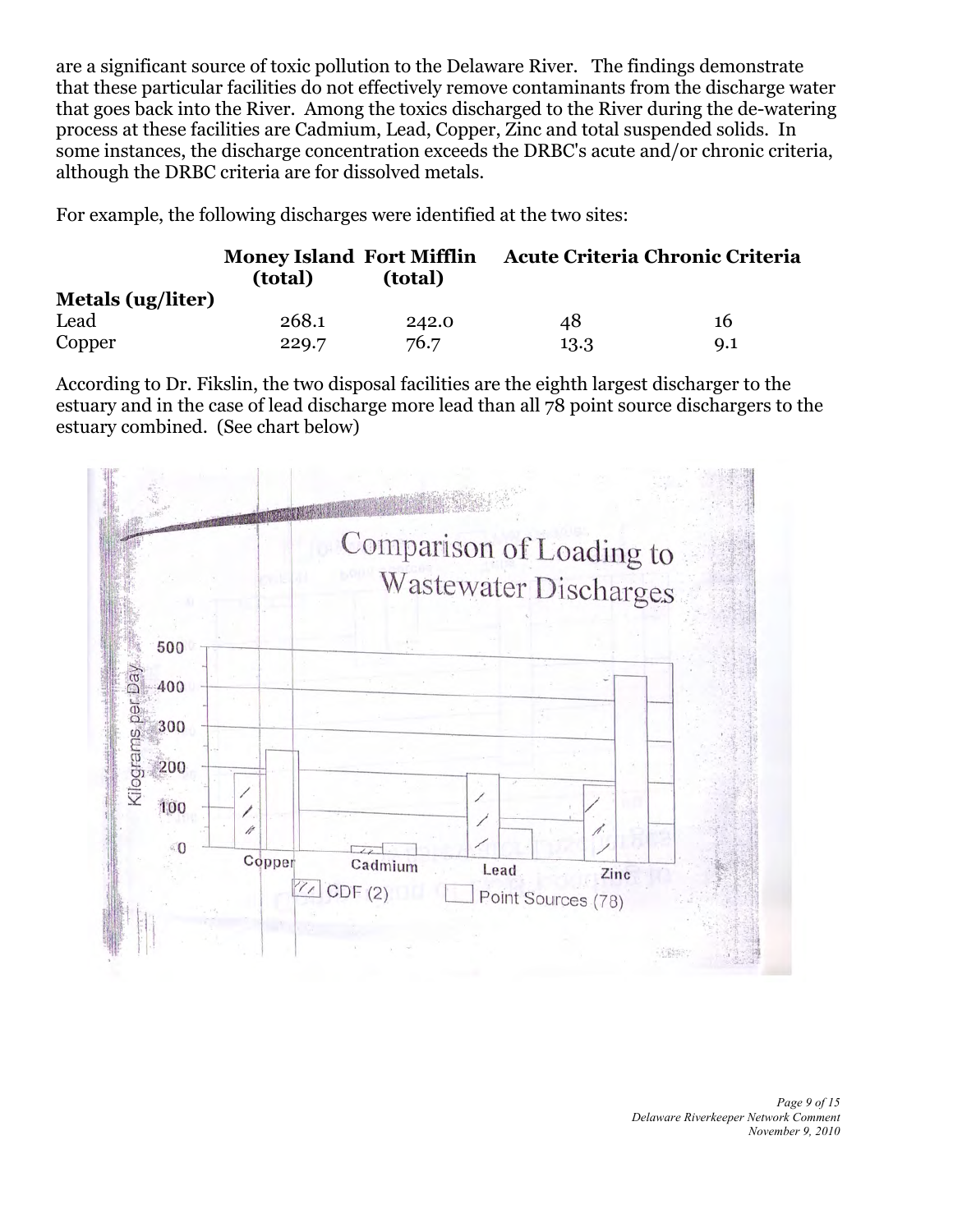are a significant source of toxic pollution to the Delaware River. The findings demonstrate that these particular facilities do not effectively remove contaminants from the discharge water that goes back into the River. Among the toxics discharged to the River during the de-watering process at these facilities are Cadmium, Lead, Copper, Zinc and total suspended solids. In some instances, the discharge concentration exceeds the DRBC's acute and/or chronic criteria, although the DRBC criteria are for dissolved metals.

For example, the following discharges were identified at the two sites:

| | **Money Island (total)** | **Fort Mifflin (total)** | **Acute Criteria** | **Chronic Criteria** |
|---|---|---|---|---|
| **Metals (ug/liter)** | | | | |
| Lead | 268.1 | 242.0 | 48 | 16 |
| Copper | 229.7 | 76.7 | 13.3 | 9.1 |

According to Dr. Fikslin, the two disposal facilities are the eighth largest discharger to the estuary and in the case of lead discharge more lead than all 78 point source dischargers to the estuary combined. (See chart below)

Comparison of Loading to Wastewater Discharges

Kilograms per Day

500
400
300
200
100
0

Copper
Cadmium
Lead
Zinc

CDF (2)
Point Sources (78)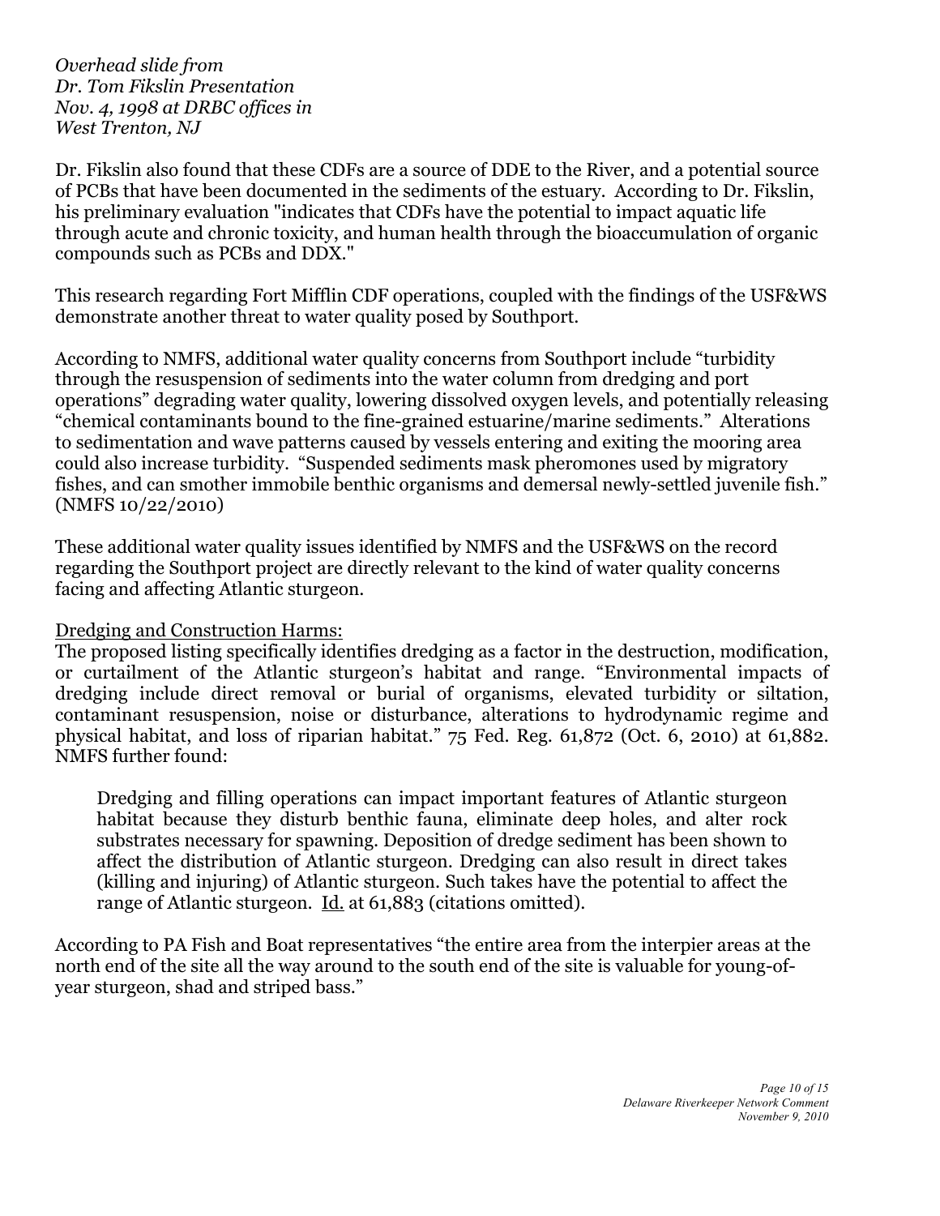*Overhead slide from*
*Dr. Tom Fikslin Presentation*
*Nov. 4, 1998 at DRBC offices in*
*West Trenton, NJ*

Dr. Fikslin also found that these CDFs are a source of DDE to the River, and a potential source of PCBs that have been documented in the sediments of the estuary. According to Dr. Fikslin, his preliminary evaluation "indicates that CDFs have the potential to impact aquatic life through acute and chronic toxicity, and human health through the bioaccumulation of organic compounds such as PCBs and DDX."

This research regarding Fort Mifflin CDF operations, coupled with the findings of the USF&WS demonstrate another threat to water quality posed by Southport.

According to NMFS, additional water quality concerns from Southport include "turbidity through the resuspension of sediments into the water column from dredging and port operations" degrading water quality, lowering dissolved oxygen levels, and potentially releasing "chemical contaminants bound to the fine-grained estuarine/marine sediments." Alterations to sedimentation and wave patterns caused by vessels entering and exiting the mooring area could also increase turbidity. "Suspended sediments mask pheromones used by migratory fishes, and can smother immobile benthic organisms and demersal newly-settled juvenile fish." (NMFS 10/22/2010)

These additional water quality issues identified by NMFS and the USF&WS on the record regarding the Southport project are directly relevant to the kind of water quality concerns facing and affecting Atlantic sturgeon.

<u>Dredging and Construction Harms:</u>

The proposed listing specifically identifies dredging as a factor in the destruction, modification, or curtailment of the Atlantic sturgeon's habitat and range. "Environmental impacts of dredging include direct removal or burial of organisms, elevated turbidity or siltation, contaminant resuspension, noise or disturbance, alterations to hydrodynamic regime and physical habitat, and loss of riparian habitat." 75 Fed. Reg. 61,872 (Oct. 6, 2010) at 61,882. NMFS further found:

> Dredging and filling operations can impact important features of Atlantic sturgeon habitat because they disturb benthic fauna, eliminate deep holes, and alter rock substrates necessary for spawning. Deposition of dredge sediment has been shown to affect the distribution of Atlantic sturgeon. Dredging can also result in direct takes (killing and injuring) of Atlantic sturgeon. Such takes have the potential to affect the range of Atlantic sturgeon. <u>Id.</u> at 61,883 (citations omitted).

According to PA Fish and Boat representatives "the entire area from the interpier areas at the north end of the site all the way around to the south end of the site is valuable for young-of-year sturgeon, shad and striped bass."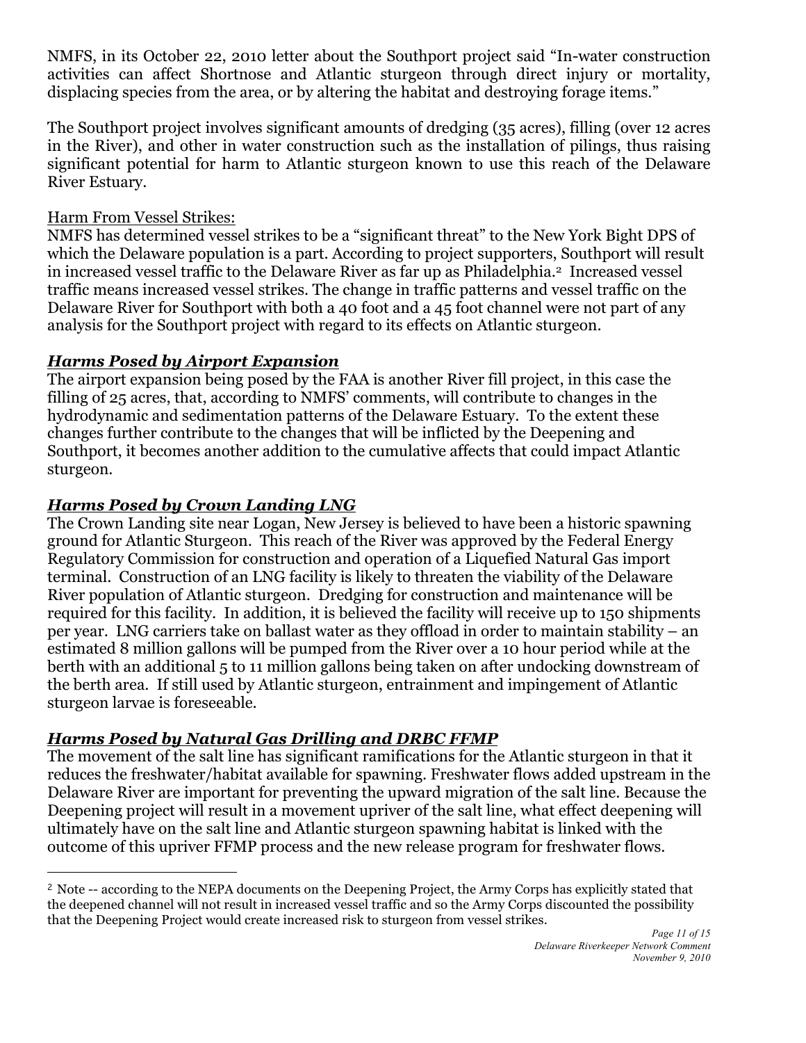NMFS, in its October 22, 2010 letter about the Southport project said "In-water construction activities can affect Shortnose and Atlantic sturgeon through direct injury or mortality, displacing species from the area, or by altering the habitat and destroying forage items."

The Southport project involves significant amounts of dredging (35 acres), filling (over 12 acres in the River), and other in water construction such as the installation of pilings, thus raising significant potential for harm to Atlantic sturgeon known to use this reach of the Delaware River Estuary.

<u>Harm From Vessel Strikes:</u>
NMFS has determined vessel strikes to be a "significant threat" to the New York Bight DPS of which the Delaware population is a part. According to project supporters, Southport will result in increased vessel traffic to the Delaware River as far up as Philadelphia.[2] Increased vessel traffic means increased vessel strikes. The change in traffic patterns and vessel traffic on the Delaware River for Southport with both a 40 foot and a 45 foot channel were not part of any analysis for the Southport project with regard to its effects on Atlantic sturgeon.

### ***<u>Harms Posed by Airport Expansion</u>***

The airport expansion being posed by the FAA is another River fill project, in this case the filling of 25 acres, that, according to NMFS' comments, will contribute to changes in the hydrodynamic and sedimentation patterns of the Delaware Estuary. To the extent these changes further contribute to the changes that will be inflicted by the Deepening and Southport, it becomes another addition to the cumulative affects that could impact Atlantic sturgeon.

### ***<u>Harms Posed by Crown Landing LNG</u>***

The Crown Landing site near Logan, New Jersey is believed to have been a historic spawning ground for Atlantic Sturgeon. This reach of the River was approved by the Federal Energy Regulatory Commission for construction and operation of a Liquefied Natural Gas import terminal. Construction of an LNG facility is likely to threaten the viability of the Delaware River population of Atlantic sturgeon. Dredging for construction and maintenance will be required for this facility. In addition, it is believed the facility will receive up to 150 shipments per year. LNG carriers take on ballast water as they offload in order to maintain stability – an estimated 8 million gallons will be pumped from the River over a 10 hour period while at the berth with an additional 5 to 11 million gallons being taken on after undocking downstream of the berth area. If still used by Atlantic sturgeon, entrainment and impingement of Atlantic sturgeon larvae is foreseeable.

### ***<u>Harms Posed by Natural Gas Drilling and DRBC FFMP</u>***

The movement of the salt line has significant ramifications for the Atlantic sturgeon in that it reduces the freshwater/habitat available for spawning. Freshwater flows added upstream in the Delaware River are important for preventing the upward migration of the salt line. Because the Deepening project will result in a movement upriver of the salt line, what effect deepening will ultimately have on the salt line and Atlantic sturgeon spawning habitat is linked with the outcome of this upriver FFMP process and the new release program for freshwater flows.

---

[2] Note -- according to the NEPA documents on the Deepening Project, the Army Corps has explicitly stated that the deepened channel will not result in increased vessel traffic and so the Army Corps discounted the possibility that the Deepening Project would create increased risk to sturgeon from vessel strikes.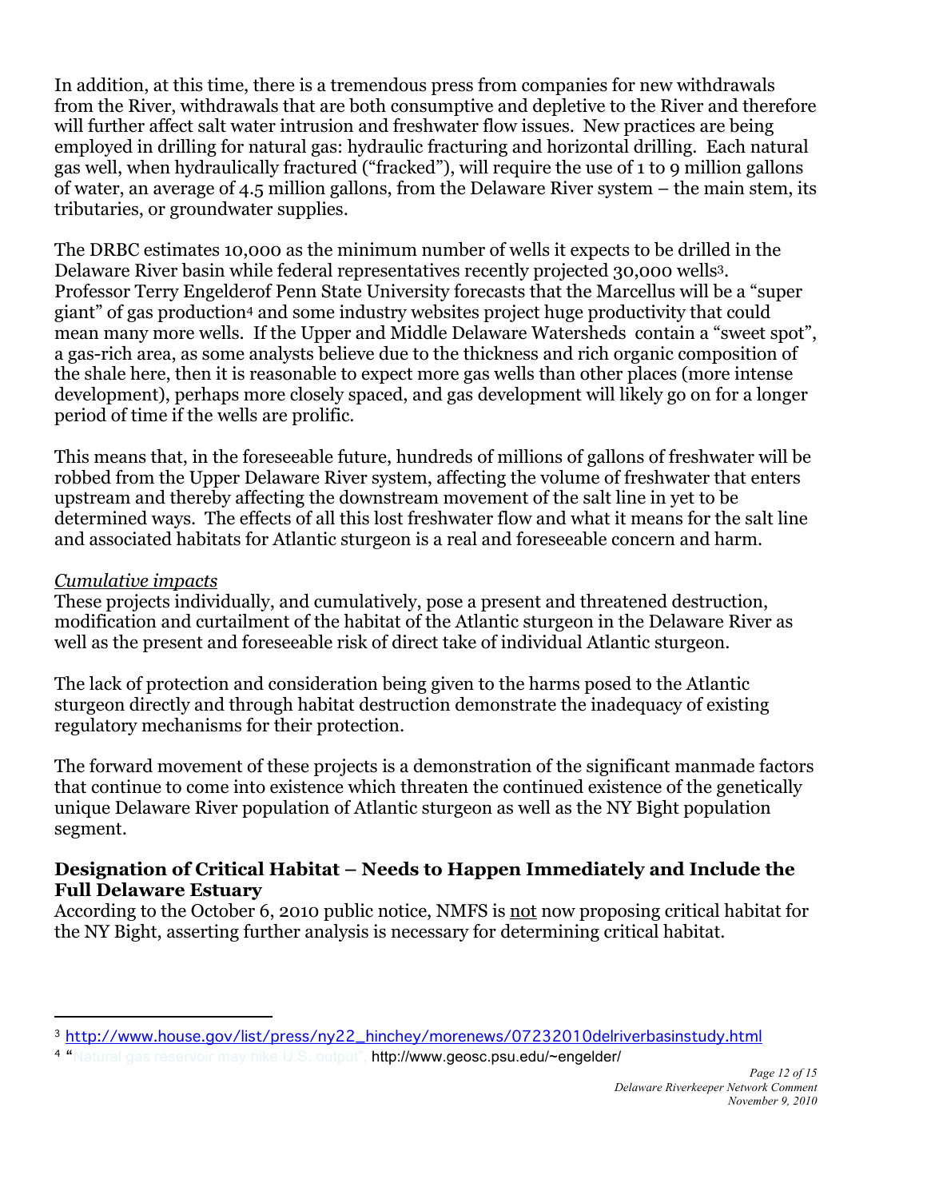In addition, at this time, there is a tremendous press from companies for new withdrawals from the River, withdrawals that are both consumptive and depletive to the River and therefore will further affect salt water intrusion and freshwater flow issues. New practices are being employed in drilling for natural gas: hydraulic fracturing and horizontal drilling. Each natural gas well, when hydraulically fractured ("fracked"), will require the use of 1 to 9 million gallons of water, an average of 4.5 million gallons, from the Delaware River system – the main stem, its tributaries, or groundwater supplies.

The DRBC estimates 10,000 as the minimum number of wells it expects to be drilled in the Delaware River basin while federal representatives recently projected 30,000 wells[3]. Professor Terry Engelderof Penn State University forecasts that the Marcellus will be a "super giant" of gas production[4] and some industry websites project huge productivity that could mean many more wells. If the Upper and Middle Delaware Watersheds contain a "sweet spot", a gas-rich area, as some analysts believe due to the thickness and rich organic composition of the shale here, then it is reasonable to expect more gas wells than other places (more intense development), perhaps more closely spaced, and gas development will likely go on for a longer period of time if the wells are prolific.

This means that, in the foreseeable future, hundreds of millions of gallons of freshwater will be robbed from the Upper Delaware River system, affecting the volume of freshwater that enters upstream and thereby affecting the downstream movement of the salt line in yet to be determined ways. The effects of all this lost freshwater flow and what it means for the salt line and associated habitats for Atlantic sturgeon is a real and foreseeable concern and harm.

*Cumulative impacts*

These projects individually, and cumulatively, pose a present and threatened destruction, modification and curtailment of the habitat of the Atlantic sturgeon in the Delaware River as well as the present and foreseeable risk of direct take of individual Atlantic sturgeon.

The lack of protection and consideration being given to the harms posed to the Atlantic sturgeon directly and through habitat destruction demonstrate the inadequacy of existing regulatory mechanisms for their protection.

The forward movement of these projects is a demonstration of the significant manmade factors that continue to come into existence which threaten the continued existence of the genetically unique Delaware River population of Atlantic sturgeon as well as the NY Bight population segment.

**Designation of Critical Habitat – Needs to Happen Immediately and Include the Full Delaware Estuary**

According to the October 6, 2010 public notice, NMFS is not now proposing critical habitat for the NY Bight, asserting further analysis is necessary for determining critical habitat.

---

[3] http://www.house.gov/list/press/ny22_hinchey/morenews/07232010delriverbasinstudy.html

[4] "Natural gas reservoir may hike U.S. output", http://www.geosc.psu.edu/~engelder/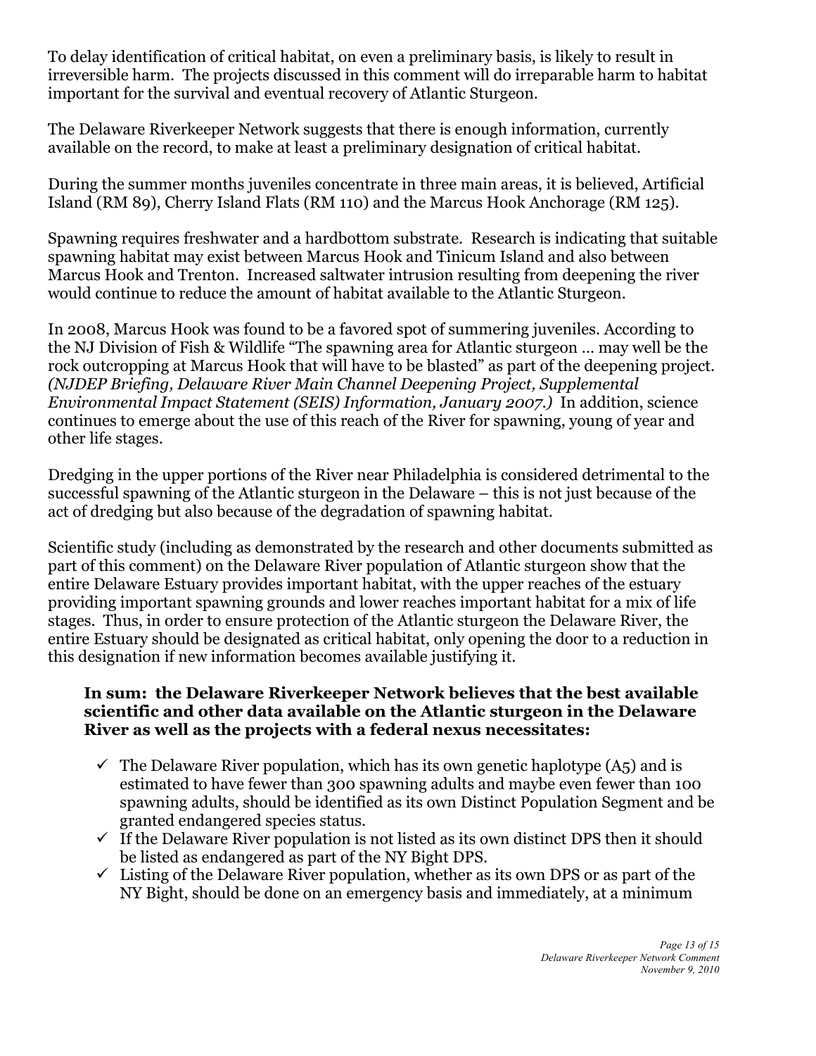To delay identification of critical habitat, on even a preliminary basis, is likely to result in irreversible harm. The projects discussed in this comment will do irreparable harm to habitat important for the survival and eventual recovery of Atlantic Sturgeon.

The Delaware Riverkeeper Network suggests that there is enough information, currently available on the record, to make at least a preliminary designation of critical habitat.

During the summer months juveniles concentrate in three main areas, it is believed, Artificial Island (RM 89), Cherry Island Flats (RM 110) and the Marcus Hook Anchorage (RM 125).

Spawning requires freshwater and a hardbottom substrate. Research is indicating that suitable spawning habitat may exist between Marcus Hook and Tinicum Island and also between Marcus Hook and Trenton. Increased saltwater intrusion resulting from deepening the river would continue to reduce the amount of habitat available to the Atlantic Sturgeon.

In 2008, Marcus Hook was found to be a favored spot of summering juveniles. According to the NJ Division of Fish & Wildlife "The spawning area for Atlantic sturgeon … may well be the rock outcropping at Marcus Hook that will have to be blasted" as part of the deepening project. *(NJDEP Briefing, Delaware River Main Channel Deepening Project, Supplemental Environmental Impact Statement (SEIS) Information, January 2007.)* In addition, science continues to emerge about the use of this reach of the River for spawning, young of year and other life stages.

Dredging in the upper portions of the River near Philadelphia is considered detrimental to the successful spawning of the Atlantic sturgeon in the Delaware – this is not just because of the act of dredging but also because of the degradation of spawning habitat.

Scientific study (including as demonstrated by the research and other documents submitted as part of this comment) on the Delaware River population of Atlantic sturgeon show that the entire Delaware Estuary provides important habitat, with the upper reaches of the estuary providing important spawning grounds and lower reaches important habitat for a mix of life stages. Thus, in order to ensure protection of the Atlantic sturgeon the Delaware River, the entire Estuary should be designated as critical habitat, only opening the door to a reduction in this designation if new information becomes available justifying it.

**In sum: the Delaware Riverkeeper Network believes that the best available scientific and other data available on the Atlantic sturgeon in the Delaware River as well as the projects with a federal nexus necessitates:**

- ✓ The Delaware River population, which has its own genetic haplotype (A5) and is estimated to have fewer than 300 spawning adults and maybe even fewer than 100 spawning adults, should be identified as its own Distinct Population Segment and be granted endangered species status.
- ✓ If the Delaware River population is not listed as its own distinct DPS then it should be listed as endangered as part of the NY Bight DPS.
- ✓ Listing of the Delaware River population, whether as its own DPS or as part of the NY Bight, should be done on an emergency basis and immediately, at a minimum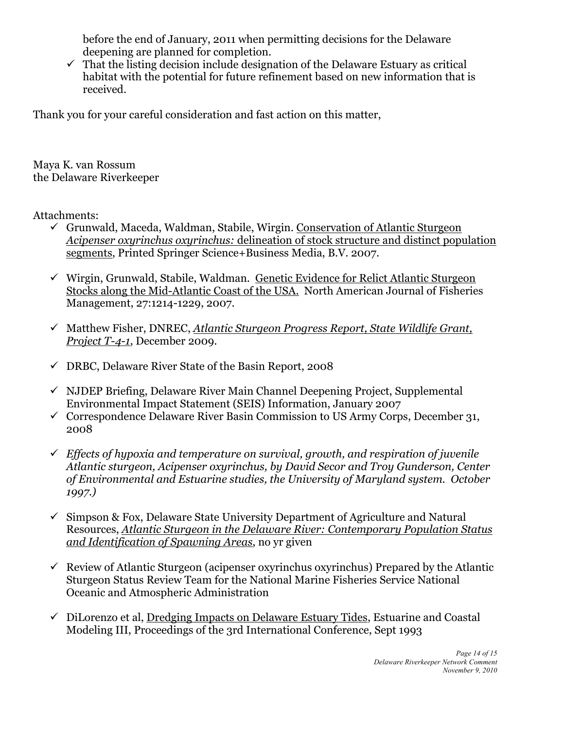before the end of January, 2011 when permitting decisions for the Delaware deepening are planned for completion.

- ✓ That the listing decision include designation of the Delaware Estuary as critical habitat with the potential for future refinement based on new information that is received.

Thank you for your careful consideration and fast action on this matter,

Maya K. van Rossum
the Delaware Riverkeeper

Attachments:

- ✓ Grunwald, Maceda, Waldman, Stabile, Wirgin. Conservation of Atlantic Sturgeon *Acipenser oxyrinchus oxyrinchus:* delineation of stock structure and distinct population segments, Printed Springer Science+Business Media, B.V. 2007.
- ✓ Wirgin, Grunwald, Stabile, Waldman. Genetic Evidence for Relict Atlantic Sturgeon Stocks along the Mid-Atlantic Coast of the USA. North American Journal of Fisheries Management, 27:1214-1229, 2007.
- ✓ Matthew Fisher, DNREC, *Atlantic Sturgeon Progress Report, State Wildlife Grant, Project T-4-1*, December 2009.
- ✓ DRBC, Delaware River State of the Basin Report, 2008
- ✓ NJDEP Briefing, Delaware River Main Channel Deepening Project, Supplemental Environmental Impact Statement (SEIS) Information, January 2007
- ✓ Correspondence Delaware River Basin Commission to US Army Corps, December 31, 2008
- ✓ *Effects of hypoxia and temperature on survival, growth, and respiration of juvenile Atlantic sturgeon, Acipenser oxyrinchus, by David Secor and Troy Gunderson, Center of Environmental and Estuarine studies, the University of Maryland system. October 1997.)*
- ✓ Simpson & Fox, Delaware State University Department of Agriculture and Natural Resources, *Atlantic Sturgeon in the Delaware River: Contemporary Population Status and Identification of Spawning Areas*, no yr given
- ✓ Review of Atlantic Sturgeon (acipenser oxyrinchus oxyrinchus) Prepared by the Atlantic Sturgeon Status Review Team for the National Marine Fisheries Service National Oceanic and Atmospheric Administration
- ✓ DiLorenzo et al, Dredging Impacts on Delaware Estuary Tides, Estuarine and Coastal Modeling III, Proceedings of the 3rd International Conference, Sept 1993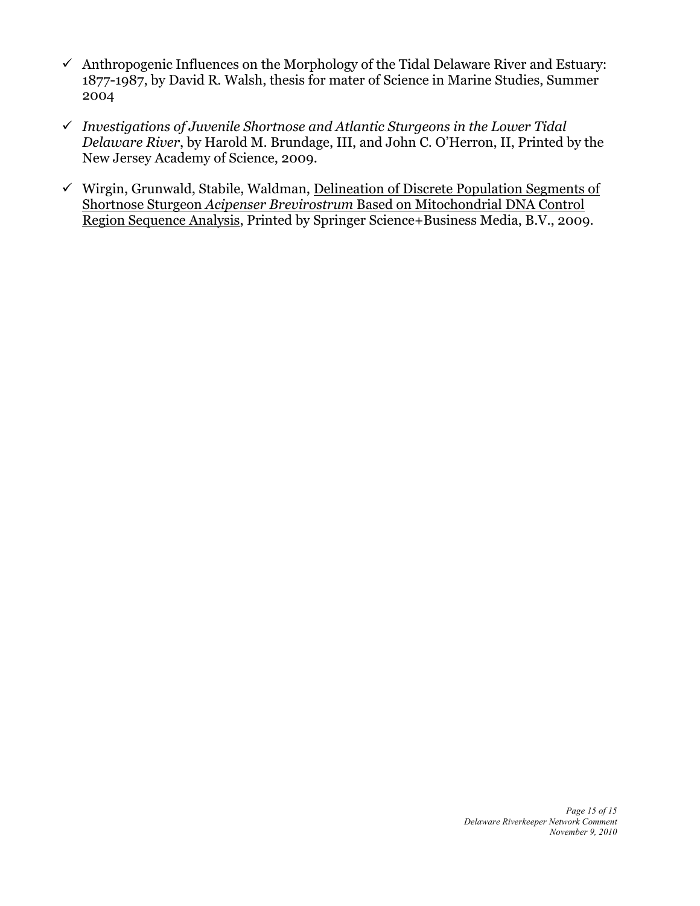- ✓ Anthropogenic Influences on the Morphology of the Tidal Delaware River and Estuary: 1877-1987, by David R. Walsh, thesis for mater of Science in Marine Studies, Summer 2004

- ✓ *Investigations of Juvenile Shortnose and Atlantic Sturgeons in the Lower Tidal Delaware River*, by Harold M. Brundage, III, and John C. O'Herron, II, Printed by the New Jersey Academy of Science, 2009.

- ✓ Wirgin, Grunwald, Stabile, Waldman, <u>Delineation of Discrete Population Segments of Shortnose Sturgeon *Acipenser Brevirostrum* Based on Mitochondrial DNA Control Region Sequence Analysis</u>, Printed by Springer Science+Business Media, B.V., 2009.